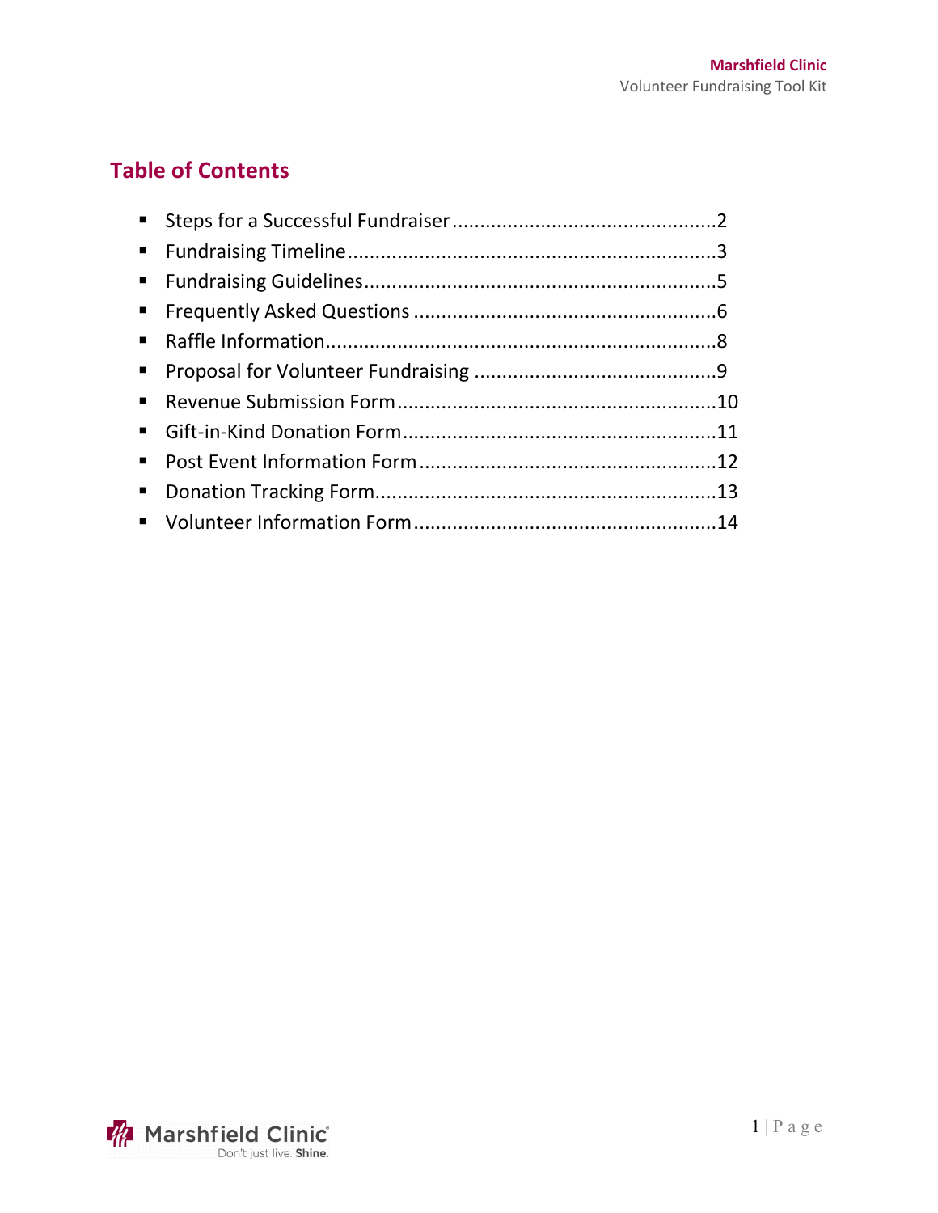## Table of Contents

- Steps for a Successful Fundraiser ............................................... 2
- Fundraising Timeline ................................................................... 3
- Fundraising Guidelines ................................................................ 5
- Frequently Asked Questions ....................................................... 6
- Raffle Information ....................................................................... 8
- Proposal for Volunteer Fundraising ............................................ 9
- Revenue Submission Form ......................................................... 10
- Gift-in-Kind Donation Form ........................................................ 11
- Post Event Information Form ...................................................... 12
- Donation Tracking Form ............................................................. 13
- Volunteer Information Form ....................................................... 14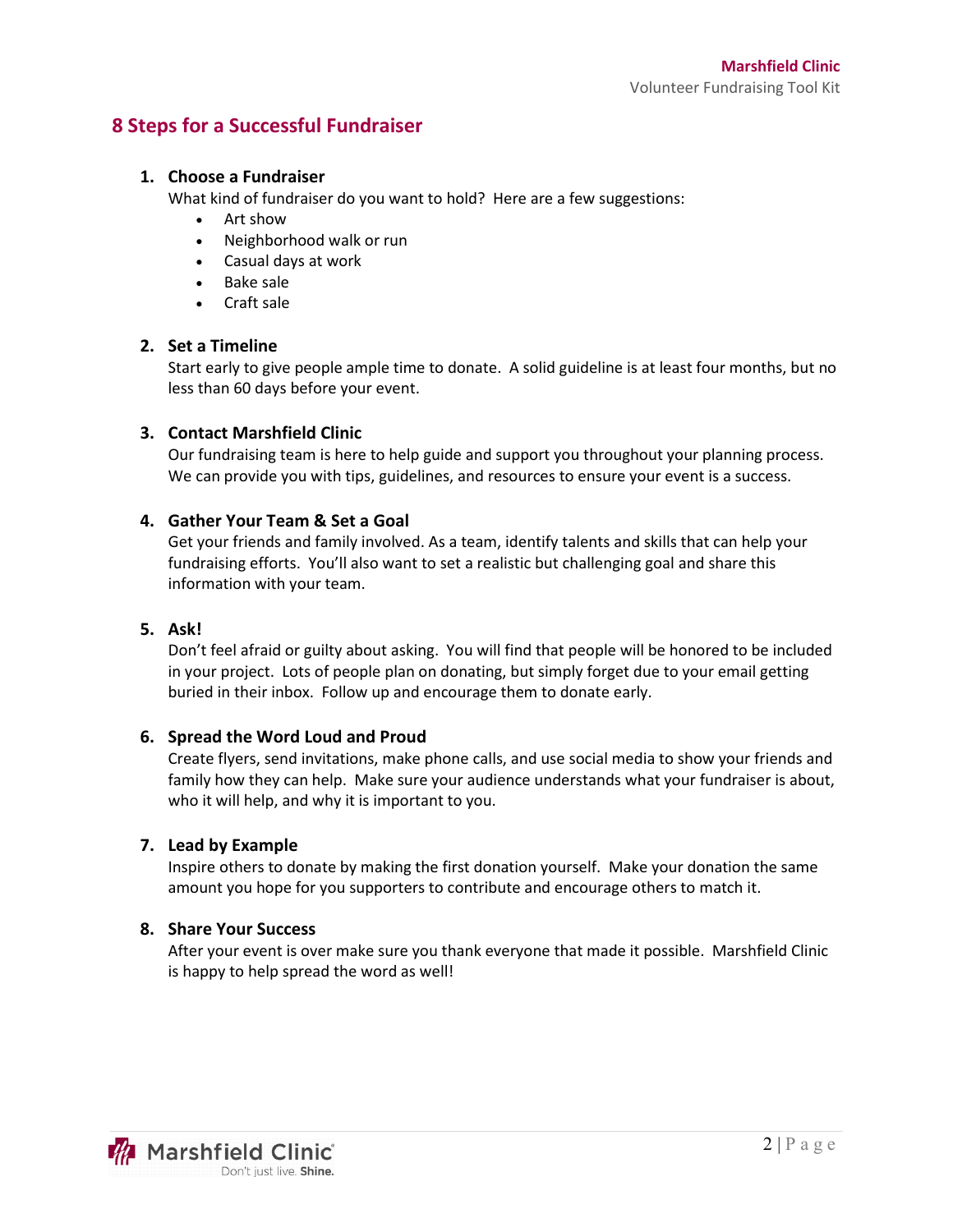## 8 Steps for a Successful Fundraiser

1. **Choose a Fundraiser**
   What kind of fundraiser do you want to hold? Here are a few suggestions:
   - Art show
   - Neighborhood walk or run
   - Casual days at work
   - Bake sale
   - Craft sale

2. **Set a Timeline**
   Start early to give people ample time to donate. A solid guideline is at least four months, but no less than 60 days before your event.

3. **Contact Marshfield Clinic**
   Our fundraising team is here to help guide and support you throughout your planning process. We can provide you with tips, guidelines, and resources to ensure your event is a success.

4. **Gather Your Team & Set a Goal**
   Get your friends and family involved. As a team, identify talents and skills that can help your fundraising efforts. You'll also want to set a realistic but challenging goal and share this information with your team.

5. **Ask!**
   Don't feel afraid or guilty about asking. You will find that people will be honored to be included in your project. Lots of people plan on donating, but simply forget due to your email getting buried in their inbox. Follow up and encourage them to donate early.

6. **Spread the Word Loud and Proud**
   Create flyers, send invitations, make phone calls, and use social media to show your friends and family how they can help. Make sure your audience understands what your fundraiser is about, who it will help, and why it is important to you.

7. **Lead by Example**
   Inspire others to donate by making the first donation yourself. Make your donation the same amount you hope for you supporters to contribute and encourage others to match it.

8. **Share Your Success**
   After your event is over make sure you thank everyone that made it possible. Marshfield Clinic is happy to help spread the word as well!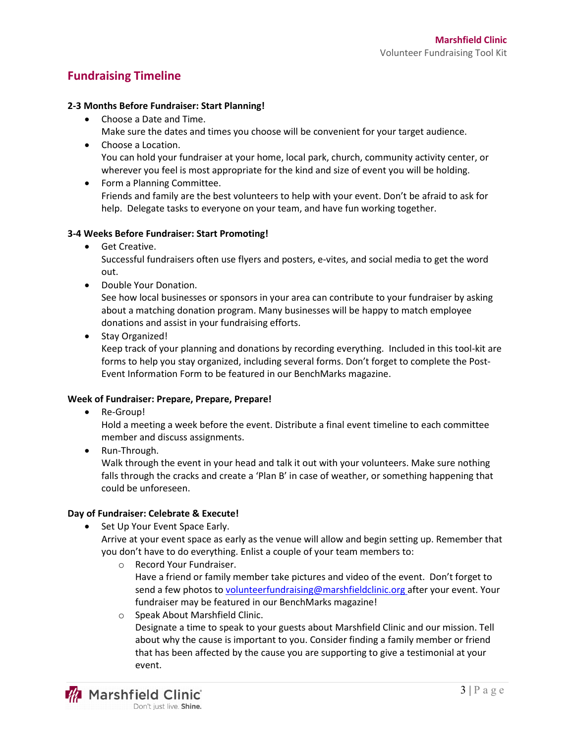# Fundraising Timeline

**2-3 Months Before Fundraiser: Start Planning!**

- Choose a Date and Time.
  Make sure the dates and times you choose will be convenient for your target audience.
- Choose a Location.
  You can hold your fundraiser at your home, local park, church, community activity center, or wherever you feel is most appropriate for the kind and size of event you will be holding.
- Form a Planning Committee.
  Friends and family are the best volunteers to help with your event. Don't be afraid to ask for help. Delegate tasks to everyone on your team, and have fun working together.

**3-4 Weeks Before Fundraiser: Start Promoting!**

- Get Creative.
  Successful fundraisers often use flyers and posters, e-vites, and social media to get the word out.
- Double Your Donation.
  See how local businesses or sponsors in your area can contribute to your fundraiser by asking about a matching donation program. Many businesses will be happy to match employee donations and assist in your fundraising efforts.
- Stay Organized!
  Keep track of your planning and donations by recording everything. Included in this tool-kit are forms to help you stay organized, including several forms. Don't forget to complete the Post-Event Information Form to be featured in our BenchMarks magazine.

**Week of Fundraiser: Prepare, Prepare, Prepare!**

- Re-Group!
  Hold a meeting a week before the event. Distribute a final event timeline to each committee member and discuss assignments.
- Run-Through.
  Walk through the event in your head and talk it out with your volunteers. Make sure nothing falls through the cracks and create a 'Plan B' in case of weather, or something happening that could be unforeseen.

**Day of Fundraiser: Celebrate & Execute!**

- Set Up Your Event Space Early.
  Arrive at your event space as early as the venue will allow and begin setting up. Remember that you don't have to do everything. Enlist a couple of your team members to:
  - Record Your Fundraiser.
    Have a friend or family member take pictures and video of the event. Don't forget to send a few photos to volunteerfundraising@marshfieldclinic.org after your event. Your fundraiser may be featured in our BenchMarks magazine!
  - Speak About Marshfield Clinic.
    Designate a time to speak to your guests about Marshfield Clinic and our mission. Tell about why the cause is important to you. Consider finding a family member or friend that has been affected by the cause you are supporting to give a testimonial at your event.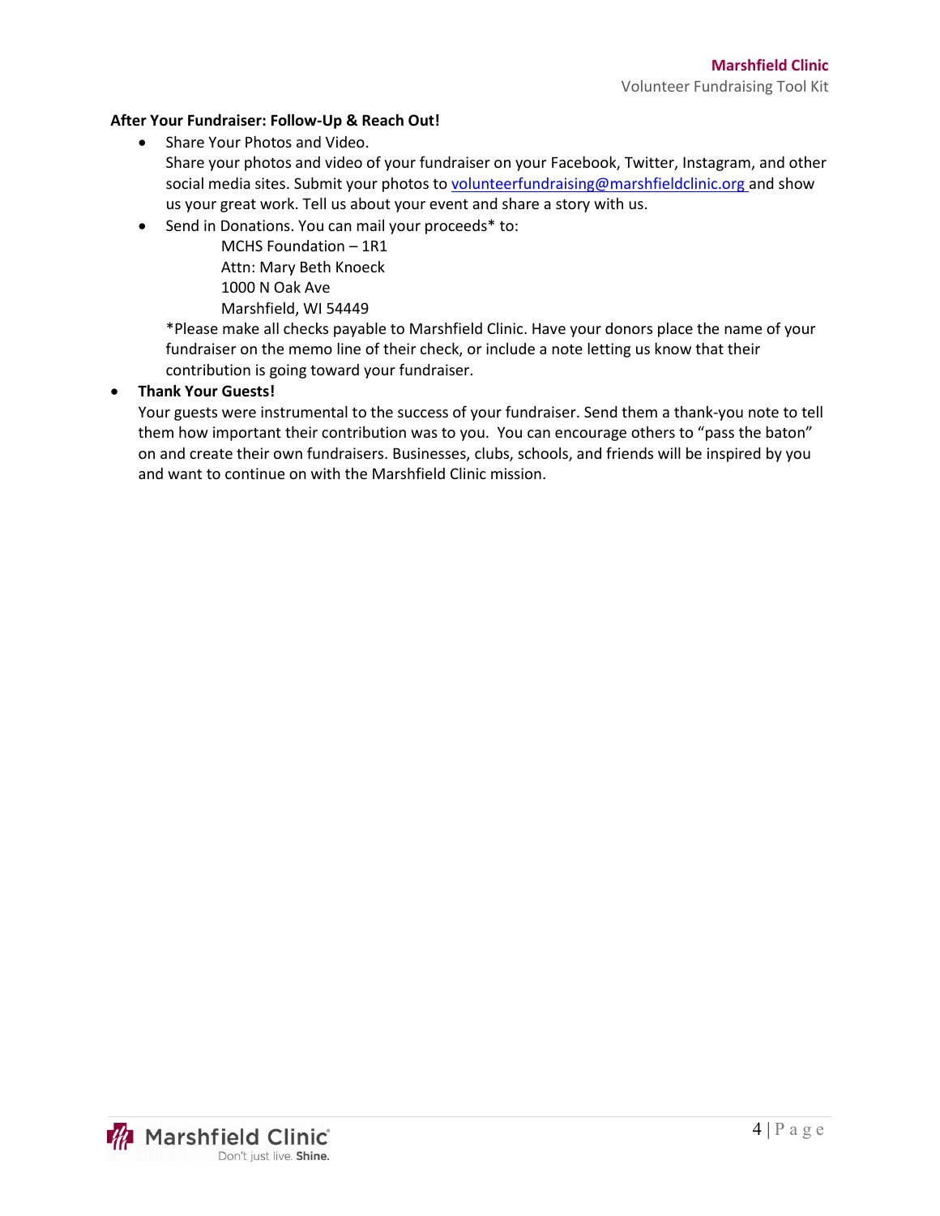**After Your Fundraiser: Follow-Up & Reach Out!**

- Share Your Photos and Video.
  Share your photos and video of your fundraiser on your Facebook, Twitter, Instagram, and other social media sites. Submit your photos to volunteerfundraising@marshfieldclinic.org and show us your great work. Tell us about your event and share a story with us.
- Send in Donations. You can mail your proceeds* to:

  MCHS Foundation – 1R1
  Attn: Mary Beth Knoeck
  1000 N Oak Ave
  Marshfield, WI 54449

  *Please make all checks payable to Marshfield Clinic. Have your donors place the name of your fundraiser on the memo line of their check, or include a note letting us know that their contribution is going toward your fundraiser.

- **Thank Your Guests!**
  Your guests were instrumental to the success of your fundraiser. Send them a thank-you note to tell them how important their contribution was to you. You can encourage others to "pass the baton" on and create their own fundraisers. Businesses, clubs, schools, and friends will be inspired by you and want to continue on with the Marshfield Clinic mission.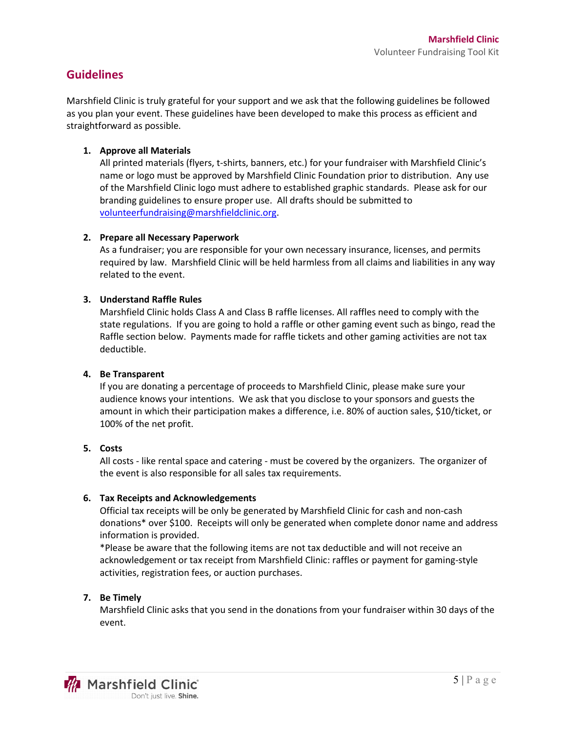## Guidelines

Marshfield Clinic is truly grateful for your support and we ask that the following guidelines be followed as you plan your event. These guidelines have been developed to make this process as efficient and straightforward as possible.

1. **Approve all Materials**
   All printed materials (flyers, t-shirts, banners, etc.) for your fundraiser with Marshfield Clinic's name or logo must be approved by Marshfield Clinic Foundation prior to distribution. Any use of the Marshfield Clinic logo must adhere to established graphic standards. Please ask for our branding guidelines to ensure proper use. All drafts should be submitted to volunteerfundraising@marshfieldclinic.org.

2. **Prepare all Necessary Paperwork**
   As a fundraiser; you are responsible for your own necessary insurance, licenses, and permits required by law. Marshfield Clinic will be held harmless from all claims and liabilities in any way related to the event.

3. **Understand Raffle Rules**
   Marshfield Clinic holds Class A and Class B raffle licenses. All raffles need to comply with the state regulations. If you are going to hold a raffle or other gaming event such as bingo, read the Raffle section below. Payments made for raffle tickets and other gaming activities are not tax deductible.

4. **Be Transparent**
   If you are donating a percentage of proceeds to Marshfield Clinic, please make sure your audience knows your intentions. We ask that you disclose to your sponsors and guests the amount in which their participation makes a difference, i.e. 80% of auction sales, $10/ticket, or 100% of the net profit.

5. **Costs**
   All costs - like rental space and catering - must be covered by the organizers. The organizer of the event is also responsible for all sales tax requirements.

6. **Tax Receipts and Acknowledgements**
   Official tax receipts will be only be generated by Marshfield Clinic for cash and non-cash donations* over $100. Receipts will only be generated when complete donor name and address information is provided.
   *Please be aware that the following items are not tax deductible and will not receive an acknowledgement or tax receipt from Marshfield Clinic: raffles or payment for gaming-style activities, registration fees, or auction purchases.

7. **Be Timely**
   Marshfield Clinic asks that you send in the donations from your fundraiser within 30 days of the event.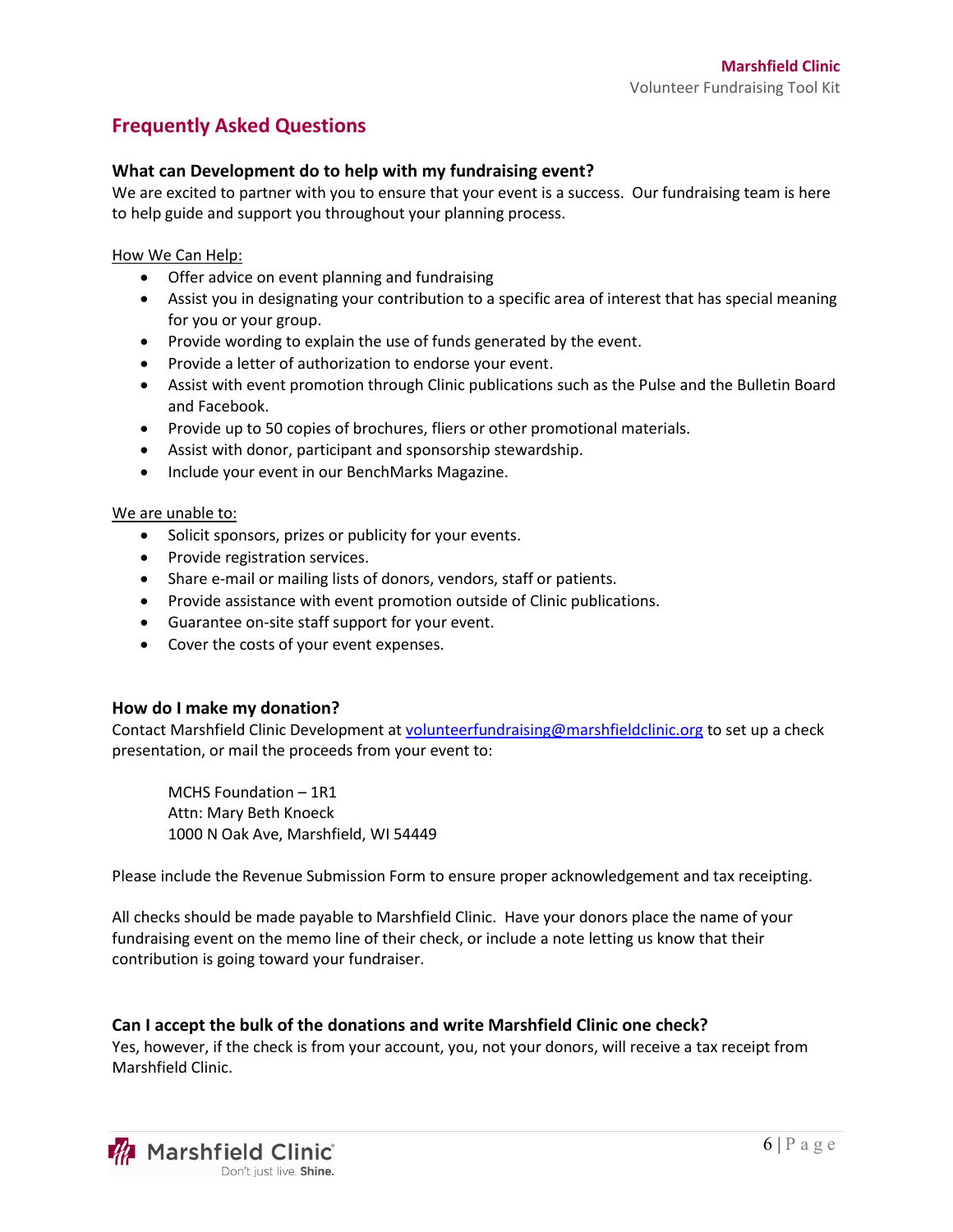## Frequently Asked Questions

### What can Development do to help with my fundraising event?

We are excited to partner with you to ensure that your event is a success. Our fundraising team is here to help guide and support you throughout your planning process.

How We Can Help:

- Offer advice on event planning and fundraising
- Assist you in designating your contribution to a specific area of interest that has special meaning for you or your group.
- Provide wording to explain the use of funds generated by the event.
- Provide a letter of authorization to endorse your event.
- Assist with event promotion through Clinic publications such as the Pulse and the Bulletin Board and Facebook.
- Provide up to 50 copies of brochures, fliers or other promotional materials.
- Assist with donor, participant and sponsorship stewardship.
- Include your event in our BenchMarks Magazine.

We are unable to:

- Solicit sponsors, prizes or publicity for your events.
- Provide registration services.
- Share e-mail or mailing lists of donors, vendors, staff or patients.
- Provide assistance with event promotion outside of Clinic publications.
- Guarantee on-site staff support for your event.
- Cover the costs of your event expenses.

### How do I make my donation?

Contact Marshfield Clinic Development at volunteerfundraising@marshfieldclinic.org to set up a check presentation, or mail the proceeds from your event to:

MCHS Foundation – 1R1
Attn: Mary Beth Knoeck
1000 N Oak Ave, Marshfield, WI 54449

Please include the Revenue Submission Form to ensure proper acknowledgement and tax receipting.

All checks should be made payable to Marshfield Clinic. Have your donors place the name of your fundraising event on the memo line of their check, or include a note letting us know that their contribution is going toward your fundraiser.

### Can I accept the bulk of the donations and write Marshfield Clinic one check?

Yes, however, if the check is from your account, you, not your donors, will receive a tax receipt from Marshfield Clinic.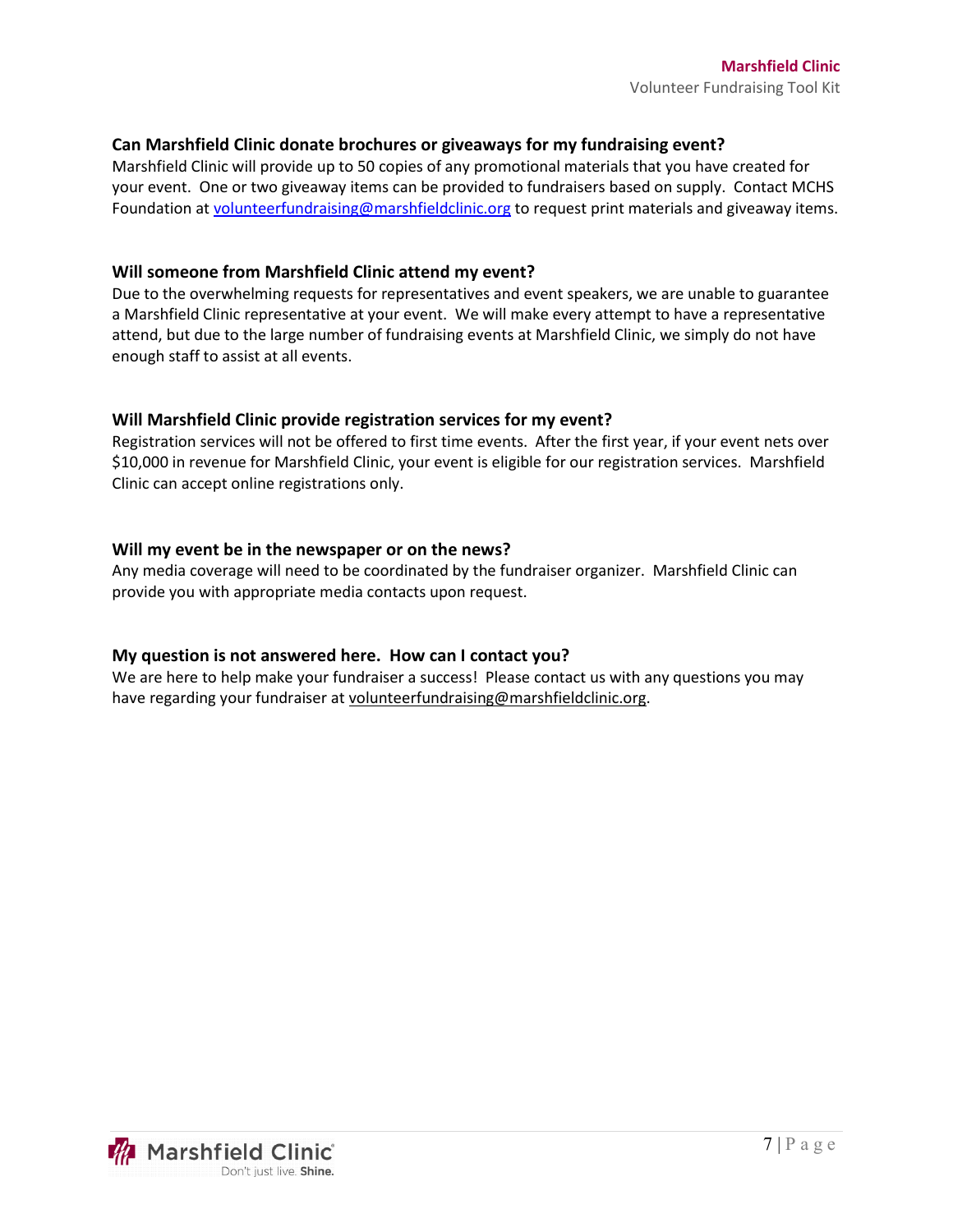### Can Marshfield Clinic donate brochures or giveaways for my fundraising event?

Marshfield Clinic will provide up to 50 copies of any promotional materials that you have created for your event. One or two giveaway items can be provided to fundraisers based on supply. Contact MCHS Foundation at volunteerfundraising@marshfieldclinic.org to request print materials and giveaway items.

### Will someone from Marshfield Clinic attend my event?

Due to the overwhelming requests for representatives and event speakers, we are unable to guarantee a Marshfield Clinic representative at your event. We will make every attempt to have a representative attend, but due to the large number of fundraising events at Marshfield Clinic, we simply do not have enough staff to assist at all events.

### Will Marshfield Clinic provide registration services for my event?

Registration services will not be offered to first time events. After the first year, if your event nets over $10,000 in revenue for Marshfield Clinic, your event is eligible for our registration services. Marshfield Clinic can accept online registrations only.

### Will my event be in the newspaper or on the news?

Any media coverage will need to be coordinated by the fundraiser organizer. Marshfield Clinic can provide you with appropriate media contacts upon request.

### My question is not answered here. How can I contact you?

We are here to help make your fundraiser a success! Please contact us with any questions you may have regarding your fundraiser at volunteerfundraising@marshfieldclinic.org.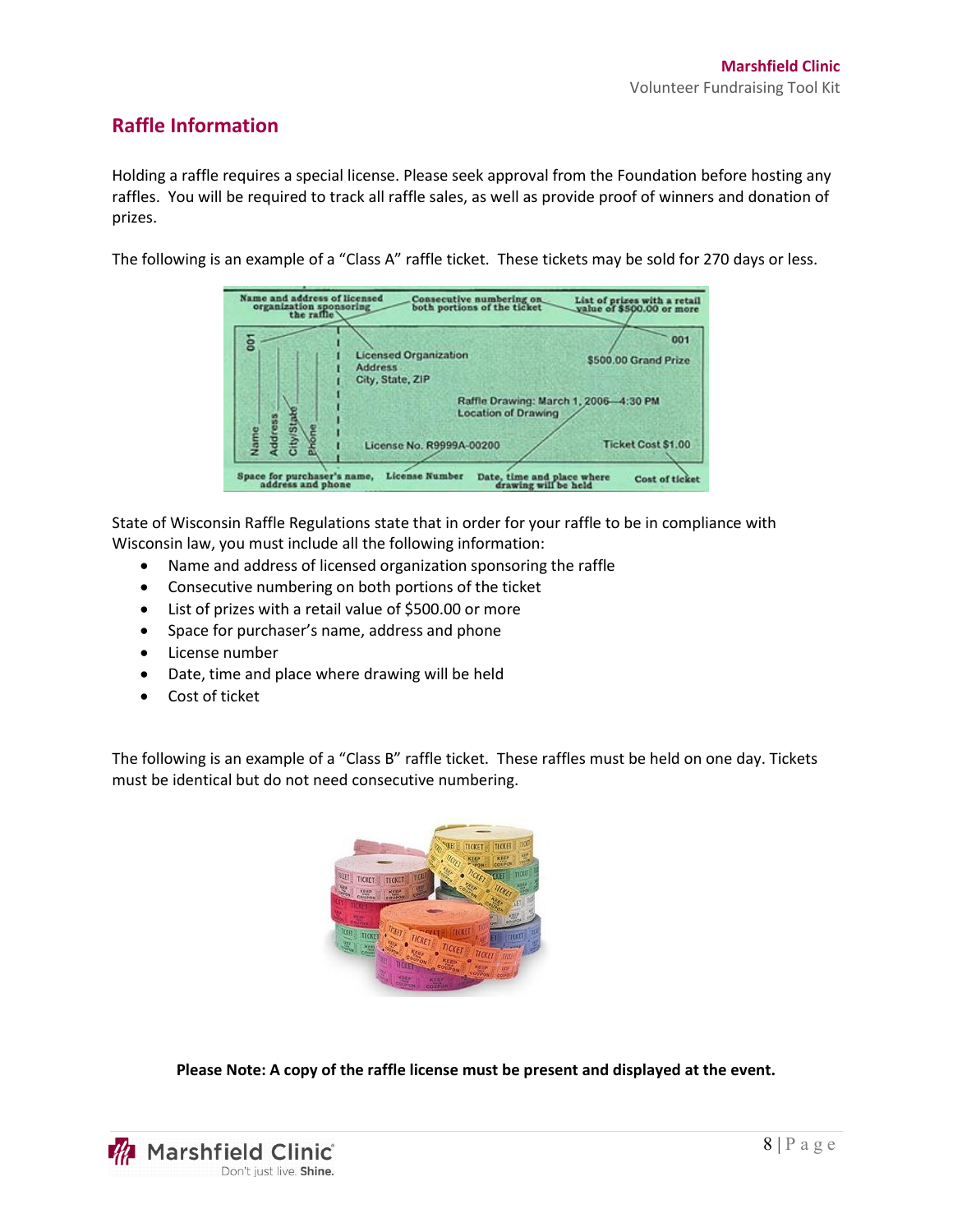## Raffle Information

Holding a raffle requires a special license. Please seek approval from the Foundation before hosting any raffles. You will be required to track all raffle sales, as well as provide proof of winners and donation of prizes.

The following is an example of a "Class A" raffle ticket. These tickets may be sold for 270 days or less.

State of Wisconsin Raffle Regulations state that in order for your raffle to be in compliance with Wisconsin law, you must include all the following information:

- Name and address of licensed organization sponsoring the raffle
- Consecutive numbering on both portions of the ticket
- List of prizes with a retail value of $500.00 or more
- Space for purchaser's name, address and phone
- License number
- Date, time and place where drawing will be held
- Cost of ticket

The following is an example of a "Class B" raffle ticket. These raffles must be held on one day. Tickets must be identical but do not need consecutive numbering.

**Please Note: A copy of the raffle license must be present and displayed at the event.**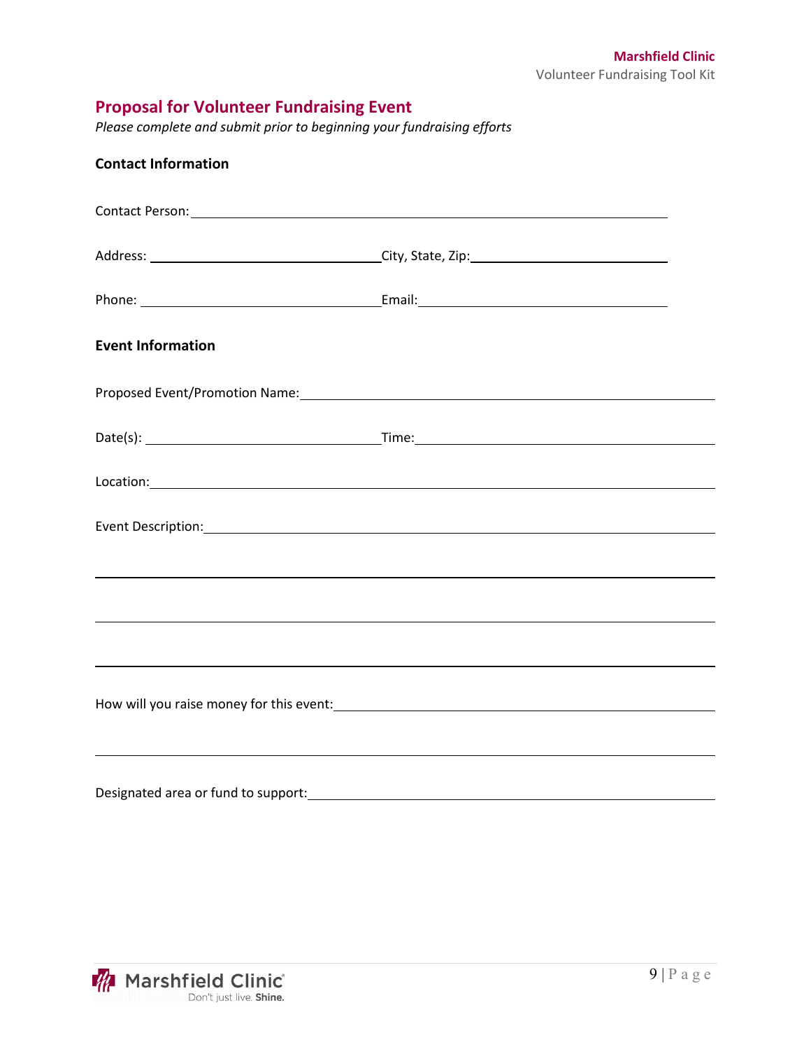## Proposal for Volunteer Fundraising Event

*Please complete and submit prior to beginning your fundraising efforts*

**Contact Information**

Contact Person: ______________________________________________

Address: ______________________ City, State, Zip: ______________________

Phone: ______________________ Email: ______________________

**Event Information**

Proposed Event/Promotion Name: ______________________________________________

Date(s): ______________________ Time: ______________________

Location: ______________________________________________

Event Description: ______________________________________________

______________________________________________

______________________________________________

______________________________________________

How will you raise money for this event: ______________________________________________

______________________________________________

Designated area or fund to support: ______________________________________________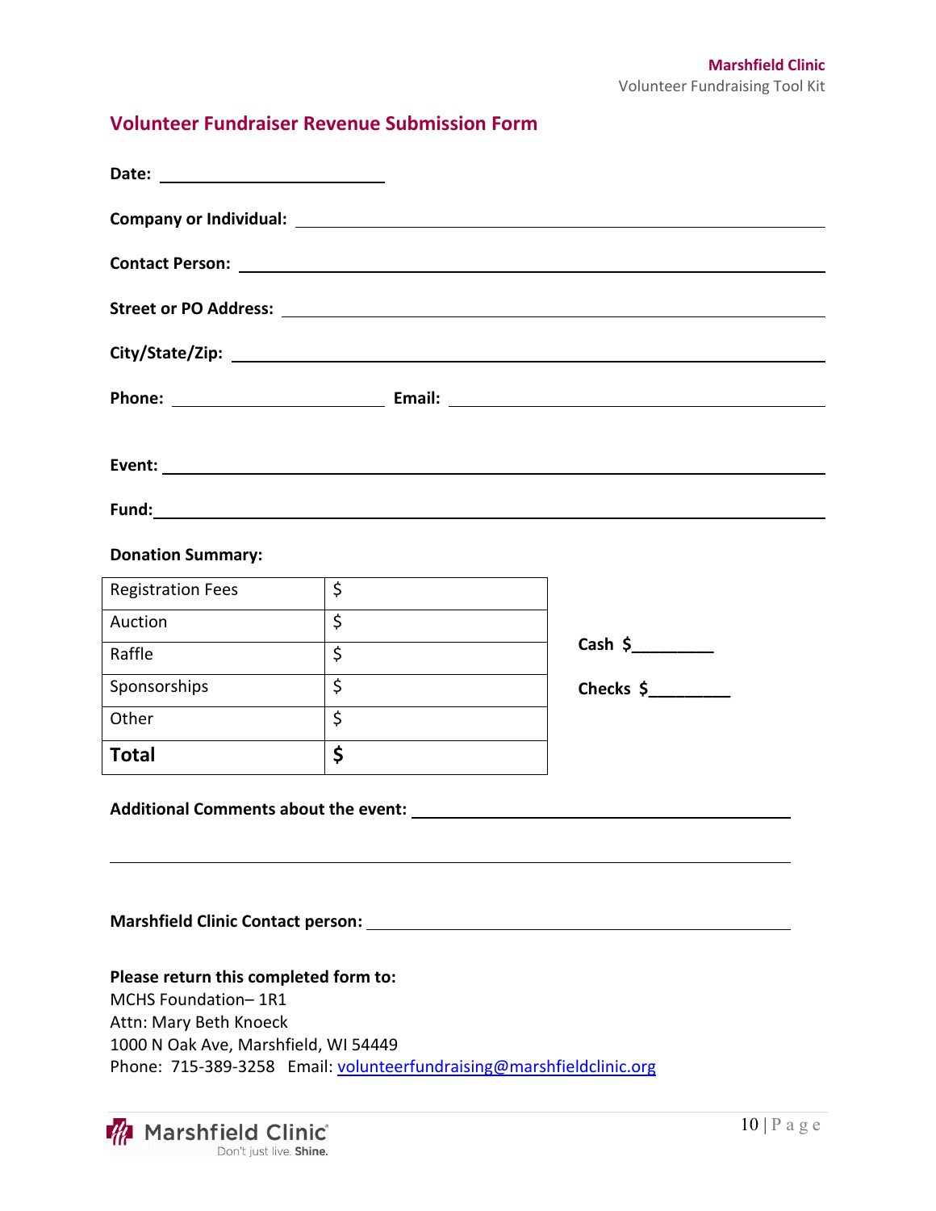## Volunteer Fundraiser Revenue Submission Form

**Date:** ____________________

**Company or Individual:** ____________________________________________

**Contact Person:** ____________________________________________

**Street or PO Address:** ____________________________________________

**City/State/Zip:** ____________________________________________

**Phone:** ____________________ **Email:** ____________________________

**Event:** ____________________________________________

**Fund:** ____________________________________________

**Donation Summary:**

| | |
|---|---|
| Registration Fees | $ |
| Auction | $ |
| Raffle | $ |
| Sponsorships | $ |
| Other | $ |
| **Total** | **$** |

**Cash $**_________

**Checks $**_________

**Additional Comments about the event:** ____________________________________________

____________________________________________

**Marshfield Clinic Contact person:** ____________________________________________

**Please return this completed form to:**
MCHS Foundation– 1R1
Attn: Mary Beth Knoeck
1000 N Oak Ave, Marshfield, WI 54449
Phone: 715-389-3258 Email: volunteerfundraising@marshfieldclinic.org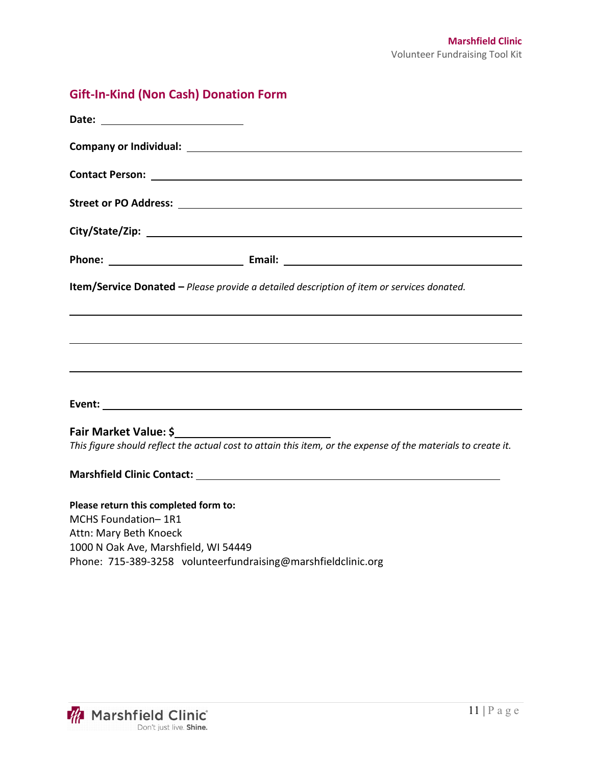## Gift-In-Kind (Non Cash) Donation Form

**Date:** ____________________

**Company or Individual:** ____________________________________________

**Contact Person:** ____________________________________________

**Street or PO Address:** ____________________________________________

**City/State/Zip:** ____________________________________________

**Phone:** ____________________ **Email:** ______________________________

**Item/Service Donated –** *Please provide a detailed description of item or services donated.*

____________________________________________________________________

____________________________________________________________________

____________________________________________________________________

**Event:** ____________________________________________

**Fair Market Value: $**____________________

*This figure should reflect the actual cost to attain this item, or the expense of the materials to create it.*

**Marshfield Clinic Contact:** ____________________________________________

**Please return this completed form to:**

MCHS Foundation– 1R1
Attn: Mary Beth Knoeck
1000 N Oak Ave, Marshfield, WI 54449
Phone: 715-389-3258 volunteerfundraising@marshfieldclinic.org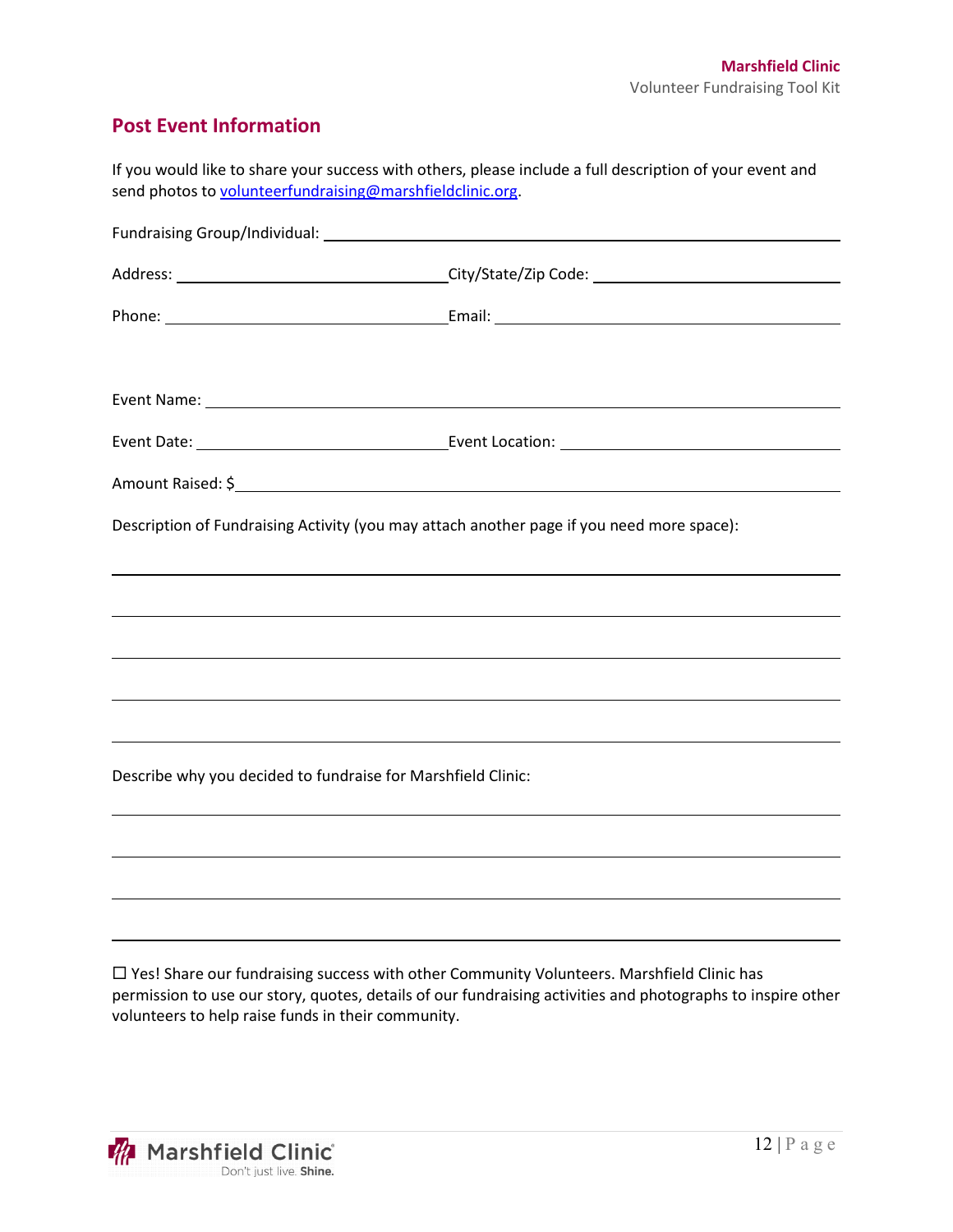## Post Event Information

If you would like to share your success with others, please include a full description of your event and send photos to volunteerfundraising@marshfieldclinic.org.

Fundraising Group/Individual: ____________________________________________

Address: ______________________ City/State/Zip Code: ______________________

Phone: ______________________ Email: ______________________

Event Name: ____________________________________________

Event Date: ______________________ Event Location: ______________________

Amount Raised: $____________________________________________

Description of Fundraising Activity (you may attach another page if you need more space):

____________________________________________

____________________________________________

____________________________________________

____________________________________________

____________________________________________

Describe why you decided to fundraise for Marshfield Clinic:

____________________________________________

____________________________________________

____________________________________________

____________________________________________

☐ Yes! Share our fundraising success with other Community Volunteers. Marshfield Clinic has permission to use our story, quotes, details of our fundraising activities and photographs to inspire other volunteers to help raise funds in their community.